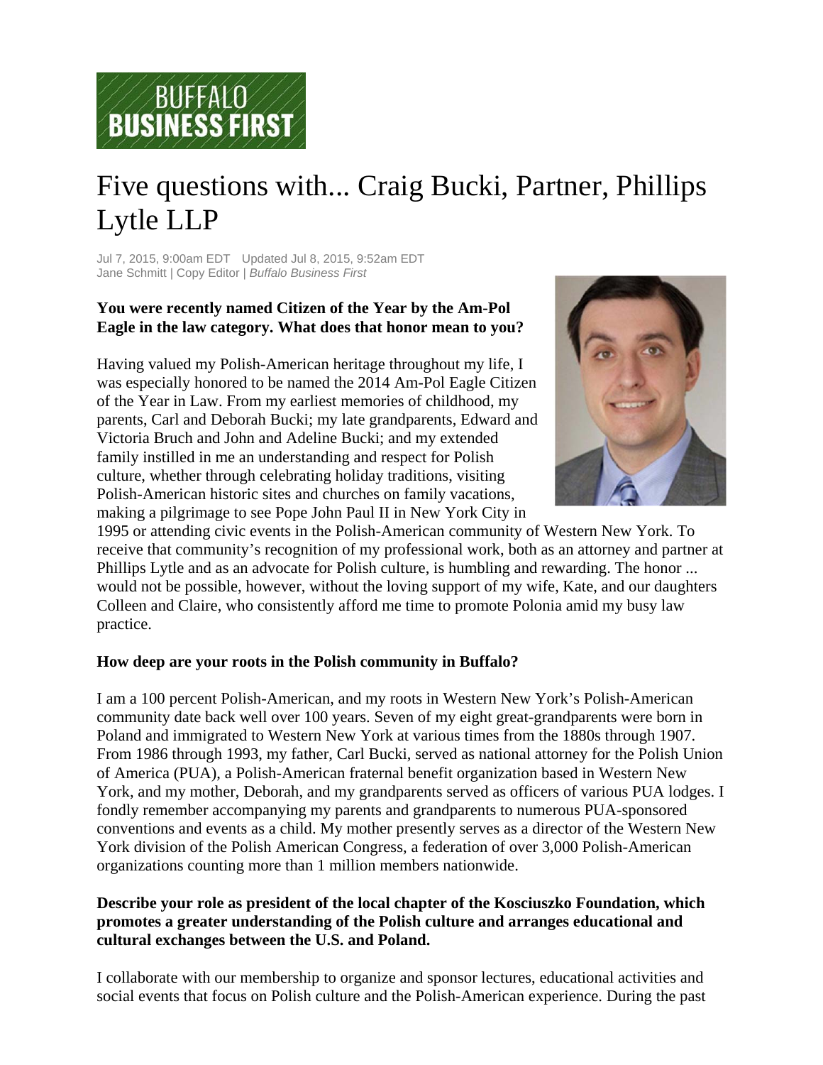BUFFALO BUSINESS FIRST

# Five questions with... Craig Bucki, Partner, Phillips Lytle LLP

Jul 7, 2015, 9:00am EDT Updated Jul 8, 2015, 9:52am EDT
Jane Schmitt | Copy Editor | *Buffalo Business First*

**You were recently named Citizen of the Year by the Am-Pol Eagle in the law category. What does that honor mean to you?**

Having valued my Polish-American heritage throughout my life, I was especially honored to be named the 2014 Am-Pol Eagle Citizen of the Year in Law. From my earliest memories of childhood, my parents, Carl and Deborah Bucki; my late grandparents, Edward and Victoria Bruch and John and Adeline Bucki; and my extended family instilled in me an understanding and respect for Polish culture, whether through celebrating holiday traditions, visiting Polish-American historic sites and churches on family vacations, making a pilgrimage to see Pope John Paul II in New York City in 1995 or attending civic events in the Polish-American community of Western New York. To receive that community's recognition of my professional work, both as an attorney and partner at Phillips Lytle and as an advocate for Polish culture, is humbling and rewarding. The honor ... would not be possible, however, without the loving support of my wife, Kate, and our daughters Colleen and Claire, who consistently afford me time to promote Polonia amid my busy law practice.

**How deep are your roots in the Polish community in Buffalo?**

I am a 100 percent Polish-American, and my roots in Western New York's Polish-American community date back well over 100 years. Seven of my eight great-grandparents were born in Poland and immigrated to Western New York at various times from the 1880s through 1907. From 1986 through 1993, my father, Carl Bucki, served as national attorney for the Polish Union of America (PUA), a Polish-American fraternal benefit organization based in Western New York, and my mother, Deborah, and my grandparents served as officers of various PUA lodges. I fondly remember accompanying my parents and grandparents to numerous PUA-sponsored conventions and events as a child. My mother presently serves as a director of the Western New York division of the Polish American Congress, a federation of over 3,000 Polish-American organizations counting more than 1 million members nationwide.

**Describe your role as president of the local chapter of the Kosciuszko Foundation, which promotes a greater understanding of the Polish culture and arranges educational and cultural exchanges between the U.S. and Poland.**

I collaborate with our membership to organize and sponsor lectures, educational activities and social events that focus on Polish culture and the Polish-American experience. During the past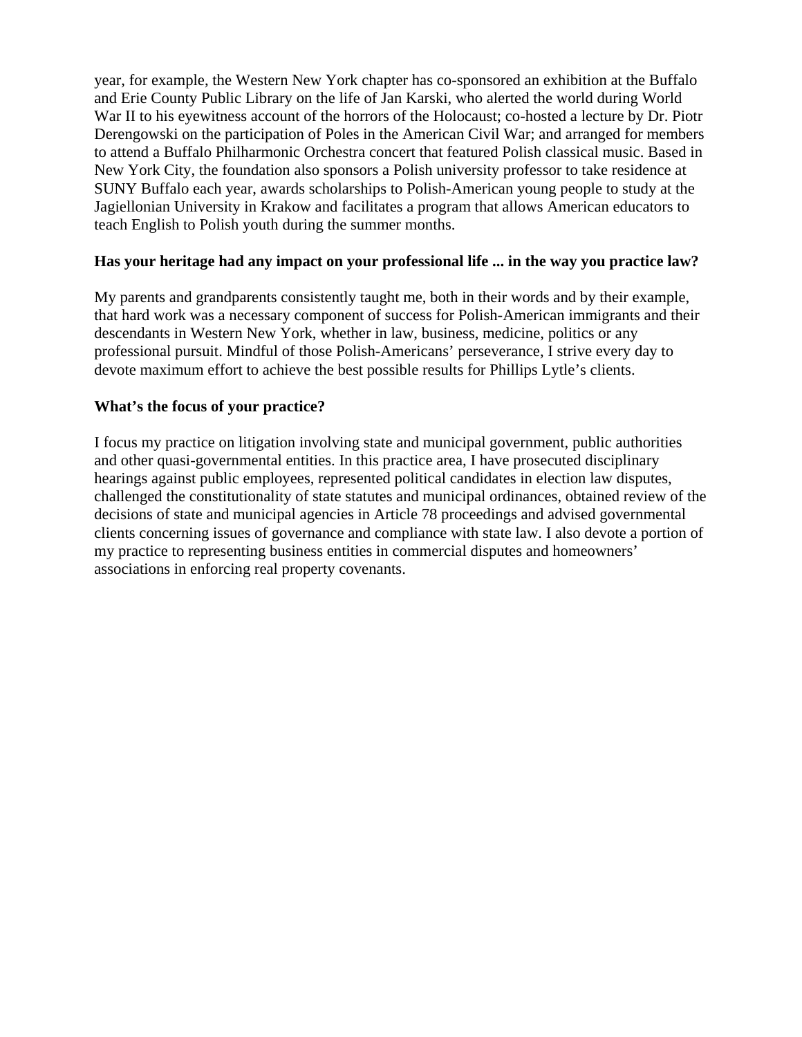year, for example, the Western New York chapter has co-sponsored an exhibition at the Buffalo and Erie County Public Library on the life of Jan Karski, who alerted the world during World War II to his eyewitness account of the horrors of the Holocaust; co-hosted a lecture by Dr. Piotr Derengowski on the participation of Poles in the American Civil War; and arranged for members to attend a Buffalo Philharmonic Orchestra concert that featured Polish classical music. Based in New York City, the foundation also sponsors a Polish university professor to take residence at SUNY Buffalo each year, awards scholarships to Polish-American young people to study at the Jagiellonian University in Krakow and facilitates a program that allows American educators to teach English to Polish youth during the summer months.

**Has your heritage had any impact on your professional life ... in the way you practice law?**

My parents and grandparents consistently taught me, both in their words and by their example, that hard work was a necessary component of success for Polish-American immigrants and their descendants in Western New York, whether in law, business, medicine, politics or any professional pursuit. Mindful of those Polish-Americans' perseverance, I strive every day to devote maximum effort to achieve the best possible results for Phillips Lytle's clients.

**What's the focus of your practice?**

I focus my practice on litigation involving state and municipal government, public authorities and other quasi-governmental entities. In this practice area, I have prosecuted disciplinary hearings against public employees, represented political candidates in election law disputes, challenged the constitutionality of state statutes and municipal ordinances, obtained review of the decisions of state and municipal agencies in Article 78 proceedings and advised governmental clients concerning issues of governance and compliance with state law. I also devote a portion of my practice to representing business entities in commercial disputes and homeowners' associations in enforcing real property covenants.